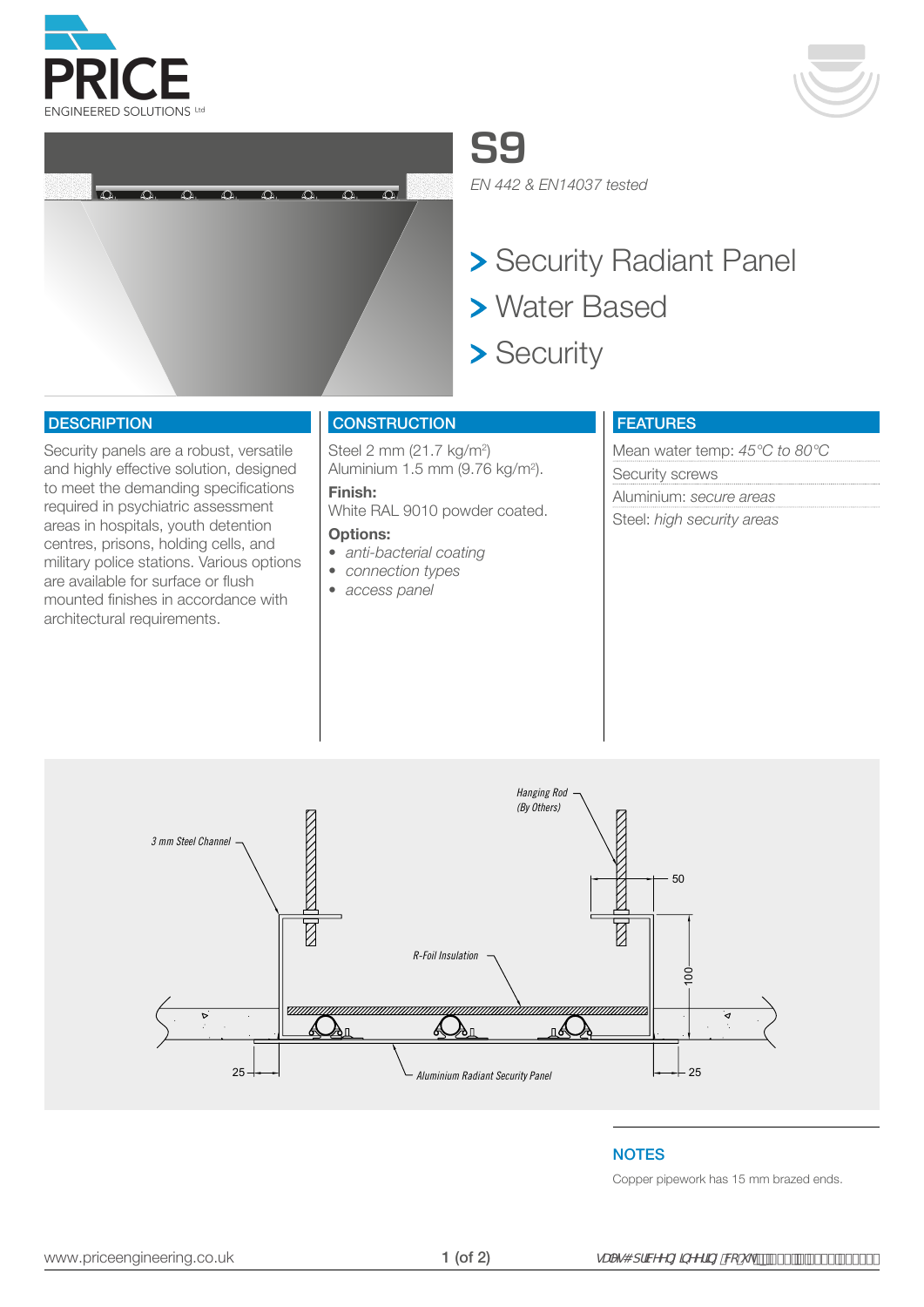# S9

*EN 442 & EN14037 tested*

> Security Radiant Panel
> Water Based
> Security

## DESCRIPTION

Security panels are a robust, versatile and highly effective solution, designed to meet the demanding specifications required in psychiatric assessment areas in hospitals, youth detention centres, prisons, holding cells, and military police stations. Various options are available for surface or flush mounted finishes in accordance with architectural requirements.

## CONSTRUCTION

Steel 2 mm (21.7 kg/m$^2$)
Aluminium 1.5 mm (9.76 kg/m$^2$).

**Finish:**
White RAL 9010 powder coated.

**Options:**

- *anti-bacterial coating*
- *connection types*
- *access panel*

## FEATURES

Mean water temp: *45°C to 80°C*
Security screws
Aluminium: *secure areas*
Steel: *high security areas*

## NOTES

Copper pipework has 15 mm brazed ends.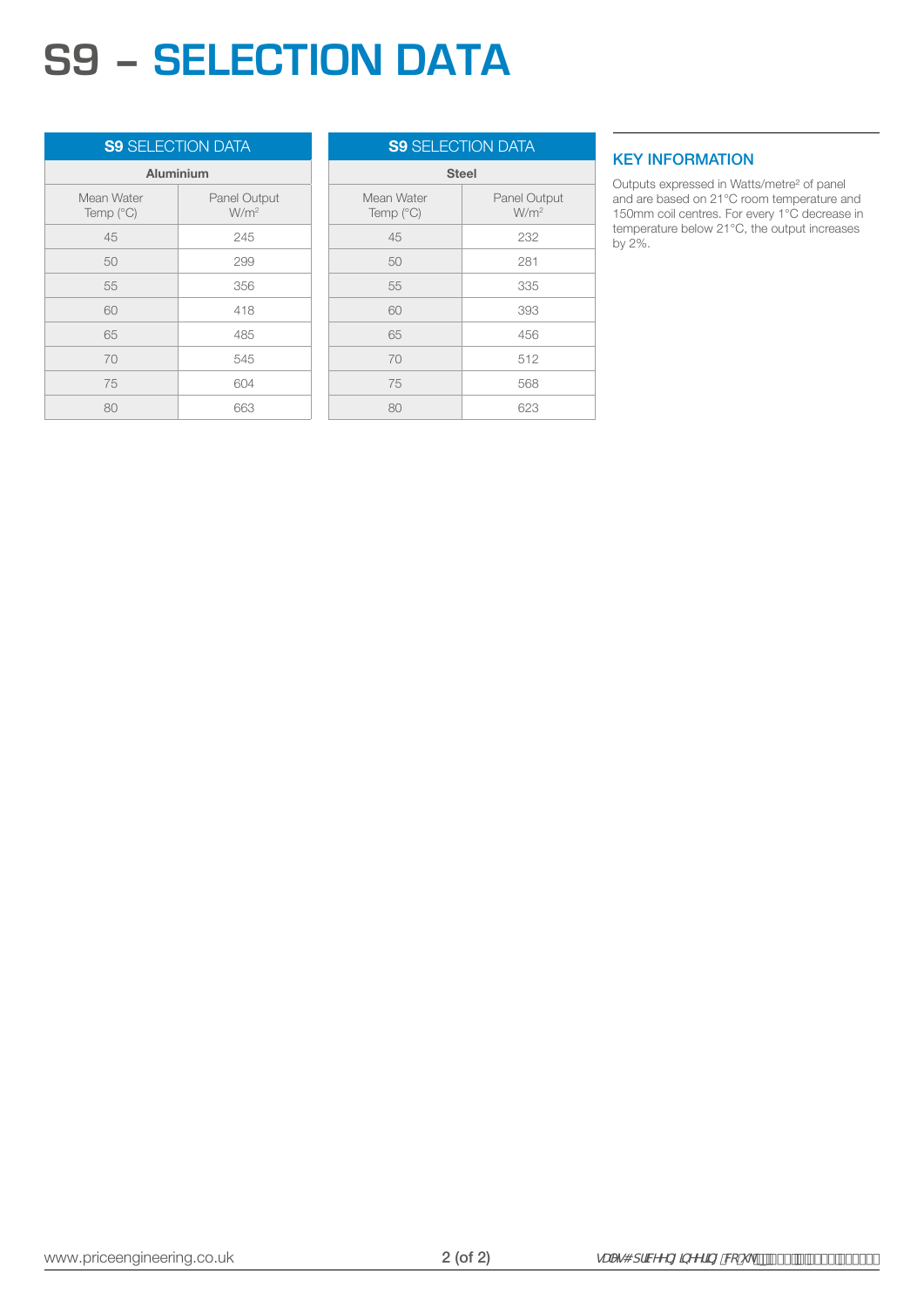# S9 – SELECTION DATA

| **S9** SELECTION DATA | |
|---|---|
| **Aluminium** | |
| Mean Water Temp (°C) | Panel Output W/m² |
| 45 | 245 |
| 50 | 299 |
| 55 | 356 |
| 60 | 418 |
| 65 | 485 |
| 70 | 545 |
| 75 | 604 |
| 80 | 663 |

| **S9** SELECTION DATA | |
|---|---|
| **Steel** | |
| Mean Water Temp (°C) | Panel Output W/m² |
| 45 | 232 |
| 50 | 281 |
| 55 | 335 |
| 60 | 393 |
| 65 | 456 |
| 70 | 512 |
| 75 | 568 |
| 80 | 623 |

## KEY INFORMATION

Outputs expressed in Watts/metre² of panel and are based on 21°C room temperature and 150mm coil centres. For every 1°C decrease in temperature below 21°C, the output increases by 2%.